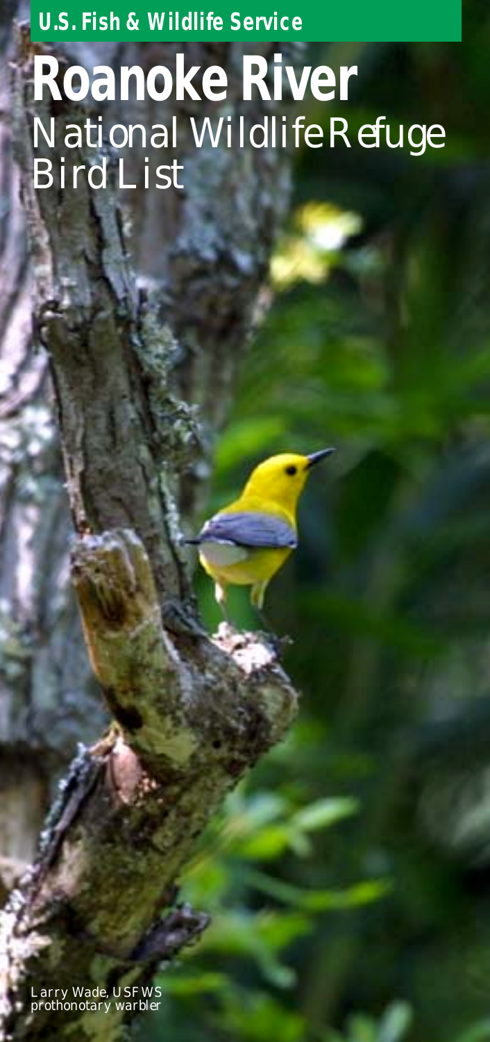U.S. Fish & Wildlife Service

# Roanoke River

## National Wildlife Refuge Bird List

Larry Wade, USFWS
prothonotary warbler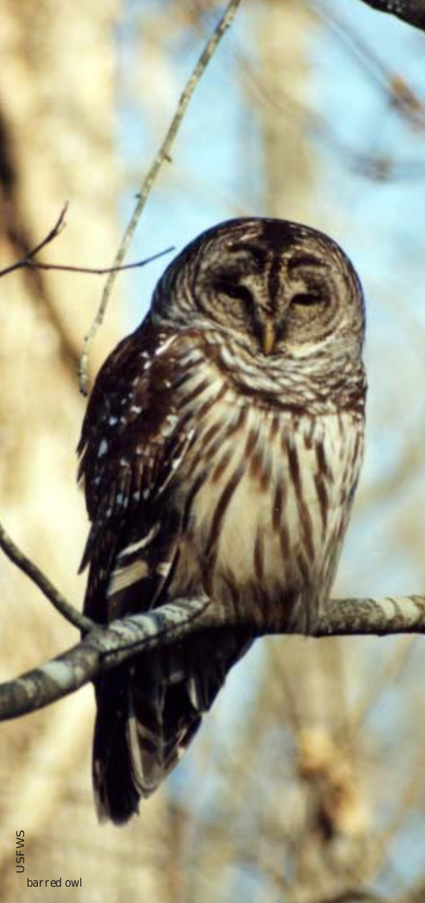USFWS

barred owl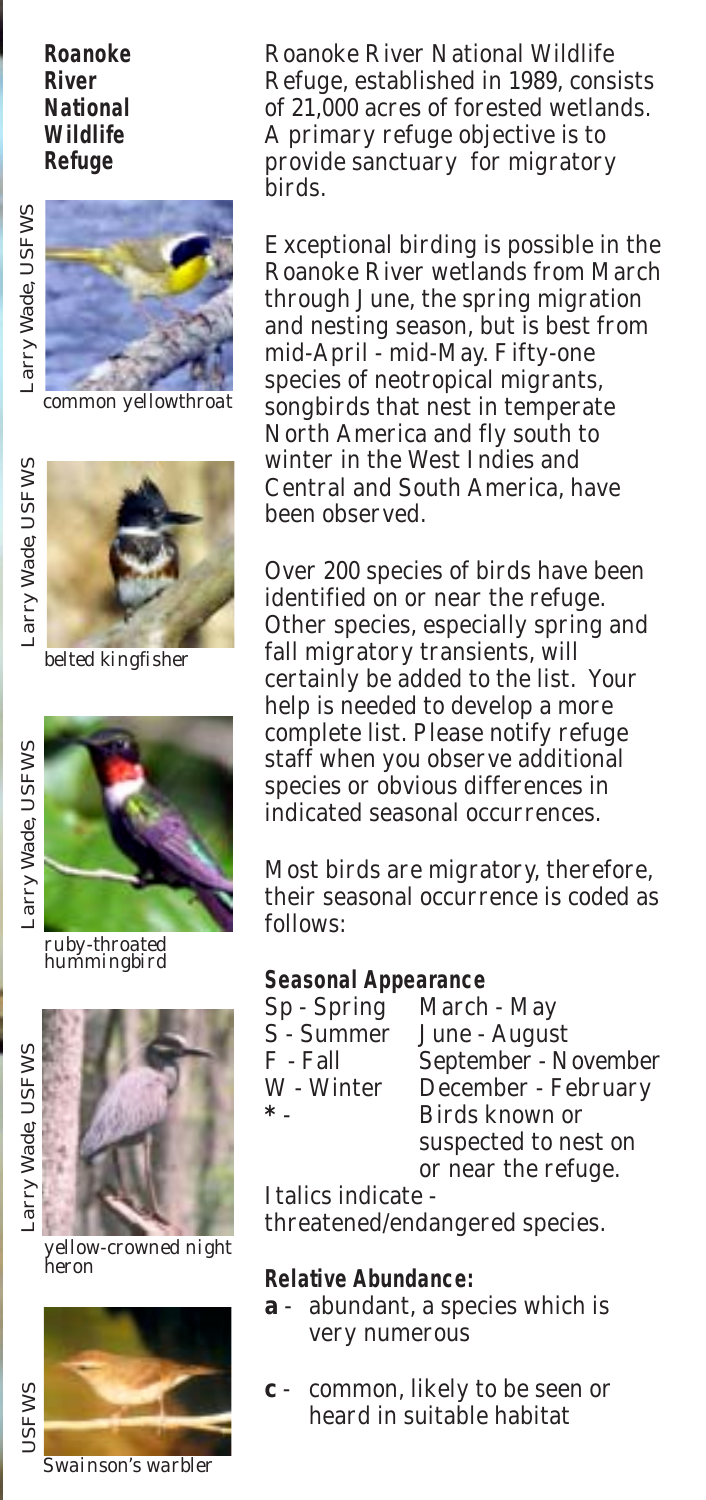**Roanoke River National Wildlife Refuge**

Larry Wade, USFWS

common yellowthroat

Larry Wade, USFWS

belted kingfisher

Larry Wade, USFWS

ruby-throated hummingbird

Larry Wade, USFWS

yellow-crowned night heron

USFWS

*Swainson's warbler*

Roanoke River National Wildlife Refuge, established in 1989, consists of 21,000 acres of forested wetlands. A primary refuge objective is to provide sanctuary for migratory birds.

Exceptional birding is possible in the Roanoke River wetlands from March through June, the spring migration and nesting season, but is best from mid-April - mid-May. Fifty-one species of neotropical migrants, songbirds that nest in temperate North America and fly south to winter in the West Indies and Central and South America, have been observed.

Over 200 species of birds have been identified on or near the refuge. Other species, especially spring and fall migratory transients, will certainly be added to the list. Your help is needed to develop a more complete list. Please notify refuge staff when you observe additional species or obvious differences in indicated seasonal occurrences.

Most birds are migratory, therefore, their seasonal occurrence is coded as follows:

**Seasonal Appearance**

| | |
|---|---|
| Sp - Spring | March - May |
| S - Summer | June - August |
| F - Fall | September - November |
| W - Winter | December - February |
| * - | Birds known or suspected to nest on or near the refuge. |

*Italics* indicate - threatened/endangered species.

**Relative Abundance:**

- **a** - abundant, a species which is very numerous
- **c** - common, likely to be seen or heard in suitable habitat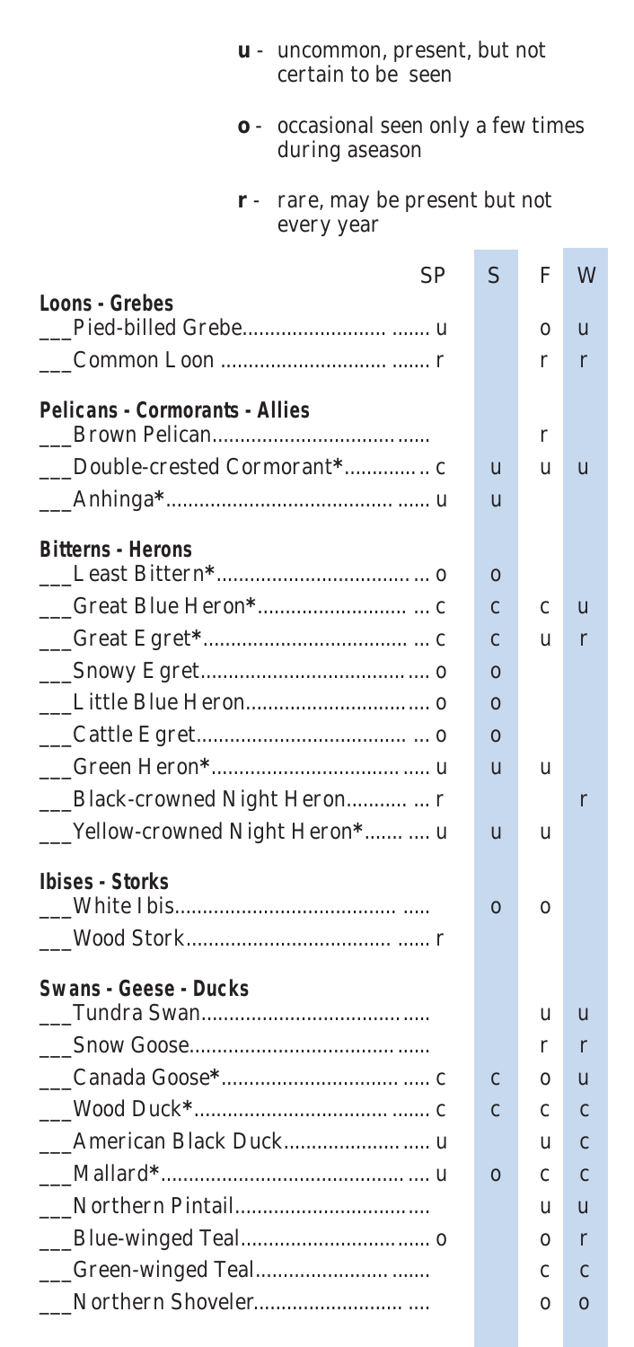**u** - uncommon, present, but not certain to be seen

**o** - occasional seen only a few times during aseason

**r** - rare, may be present but not every year

| | SP | S | F | W |
|---|---|---|---|---|
| **Loons - Grebes** | | | | |
| ___Pied-billed Grebe | u | | o | u |
| ___Common Loon | r | | r | r |
| **Pelicans - Cormorants - Allies** | | | | |
| ___Brown Pelican | | | r | |
| ___Double-crested Cormorant* | c | u | u | u |
| ___Anhinga* | u | u | | |
| **Bitterns - Herons** | | | | |
| ___Least Bittern* | o | o | | |
| ___Great Blue Heron* | c | c | c | u |
| ___Great Egret* | c | c | u | r |
| ___Snowy Egret | o | o | | |
| ___Little Blue Heron | o | o | | |
| ___Cattle Egret | o | o | | |
| ___Green Heron* | u | u | u | |
| ___Black-crowned Night Heron | r | | | r |
| ___Yellow-crowned Night Heron* | u | u | u | |
| **Ibises - Storks** | | | | |
| ___White Ibis | | o | o | |
| ___Wood Stork | r | | | |
| **Swans - Geese - Ducks** | | | | |
| ___Tundra Swan | | | u | u |
| ___Snow Goose | | | r | r |
| ___Canada Goose* | c | c | o | u |
| ___Wood Duck* | c | c | c | c |
| ___American Black Duck | u | | u | c |
| ___Mallard* | u | o | c | c |
| ___Northern Pintail | | | u | u |
| ___Blue-winged Teal | o | | o | r |
| ___Green-winged Teal | | | c | c |
| ___Northern Shoveler | | | o | o |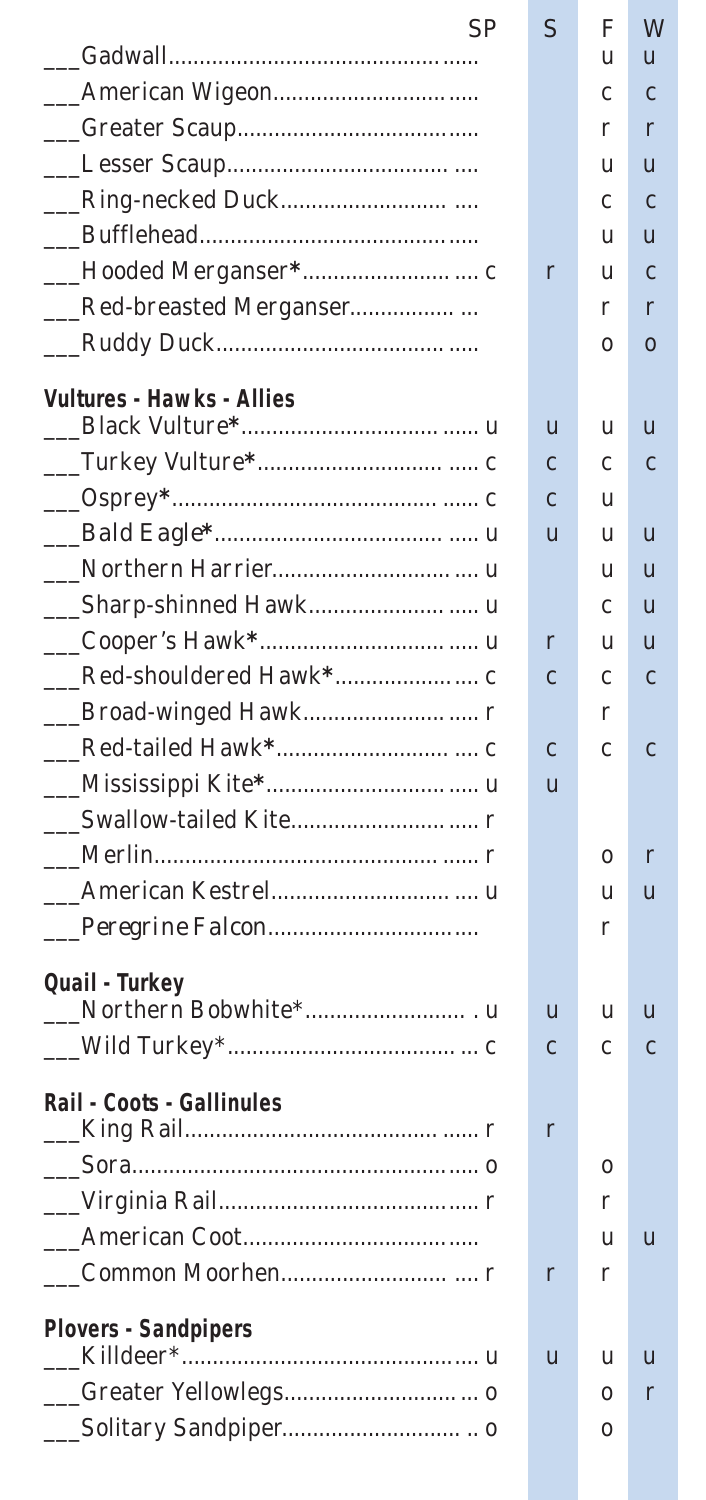| | SP | S | F | W |
|---|---|---|---|---|
| ___Gadwall | | | u | u |
| ___American Wigeon | | | c | c |
| ___Greater Scaup | | | r | r |
| ___Lesser Scaup | | | u | u |
| ___Ring-necked Duck | | | c | c |
| ___Bufflehead | | | u | u |
| ___Hooded Merganser* | c | r | u | c |
| ___Red-breasted Merganser | | | r | r |
| ___Ruddy Duck | | | o | o |
| **Vultures - Hawks - Allies** | | | | |
| ___Black Vulture* | u | u | u | u |
| ___Turkey Vulture* | c | c | c | c |
| ___Osprey* | c | c | u | |
| ___Bald Eagle* | u | u | u | u |
| ___Northern Harrier | u | | u | u |
| ___Sharp-shinned Hawk | u | | c | u |
| ___Cooper's Hawk* | u | r | u | u |
| ___Red-shouldered Hawk* | c | c | c | c |
| ___Broad-winged Hawk | r | | r | |
| ___Red-tailed Hawk* | c | c | c | c |
| ___Mississippi Kite* | u | u | | |
| ___Swallow-tailed Kite | r | | | |
| ___Merlin | r | | o | r |
| ___American Kestrel | u | | u | u |
| ___*Peregrine Falcon* | | | r | |
| **Quail - Turkey** | | | | |
| ___Northern Bobwhite* | u | u | u | u |
| ___Wild Turkey* | c | c | c | c |
| **Rail - Coots - Gallinules** | | | | |
| ___King Rail | r | r | | |
| ___Sora | o | | o | |
| ___Virginia Rail | r | | r | |
| ___American Coot | | | u | u |
| ___Common Moorhen | r | r | r | |
| **Plovers - Sandpipers** | | | | |
| ___Killdeer* | u | u | u | u |
| ___Greater Yellowlegs | o | | o | r |
| ___Solitary Sandpiper | o | | o | |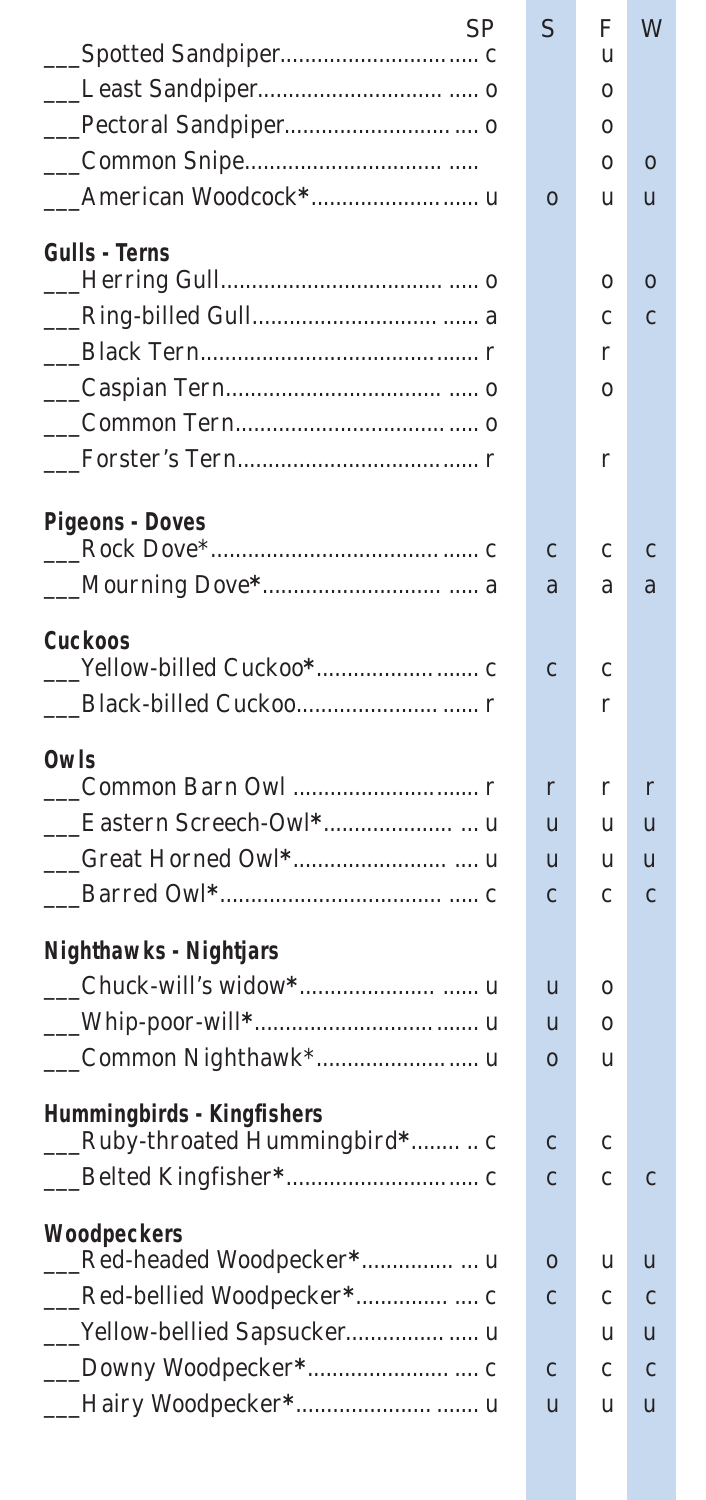| | SP | S | F | W |
|---|---|---|---|---|
| ___Spotted Sandpiper | c | | u | |
| ___Least Sandpiper | o | | o | |
| ___Pectoral Sandpiper | o | | o | |
| ___Common Snipe | | | o | o |
| ___American Woodcock* | u | o | u | u |
| **Gulls - Terns** | | | | |
| ___Herring Gull | o | | o | o |
| ___Ring-billed Gull | a | | c | c |
| ___Black Tern | r | | r | |
| ___Caspian Tern | o | | o | |
| ___Common Tern | o | | | |
| ___Forster's Tern | r | | r | |
| **Pigeons - Doves** | | | | |
| ___Rock Dove* | c | c | c | c |
| ___Mourning Dove* | a | a | a | a |
| **Cuckoos** | | | | |
| ___Yellow-billed Cuckoo* | c | c | c | |
| ___Black-billed Cuckoo | r | | r | |
| **Owls** | | | | |
| ___Common Barn Owl | r | r | r | r |
| ___Eastern Screech-Owl* | u | u | u | u |
| ___Great Horned Owl* | u | u | u | u |
| ___Barred Owl* | c | c | c | c |
| **Nighthawks - Nightjars** | | | | |
| ___Chuck-will's widow* | u | u | o | |
| ___Whip-poor-will* | u | u | o | |
| ___Common Nighthawk* | u | o | u | |
| **Hummingbirds - Kingfishers** | | | | |
| ___Ruby-throated Hummingbird* | c | c | c | |
| ___Belted Kingfisher* | c | c | c | c |
| **Woodpeckers** | | | | |
| ___Red-headed Woodpecker* | u | o | u | u |
| ___Red-bellied Woodpecker* | c | c | c | c |
| ___Yellow-bellied Sapsucker | u | | u | u |
| ___Downy Woodpecker* | c | c | c | c |
| ___Hairy Woodpecker* | u | u | u | u |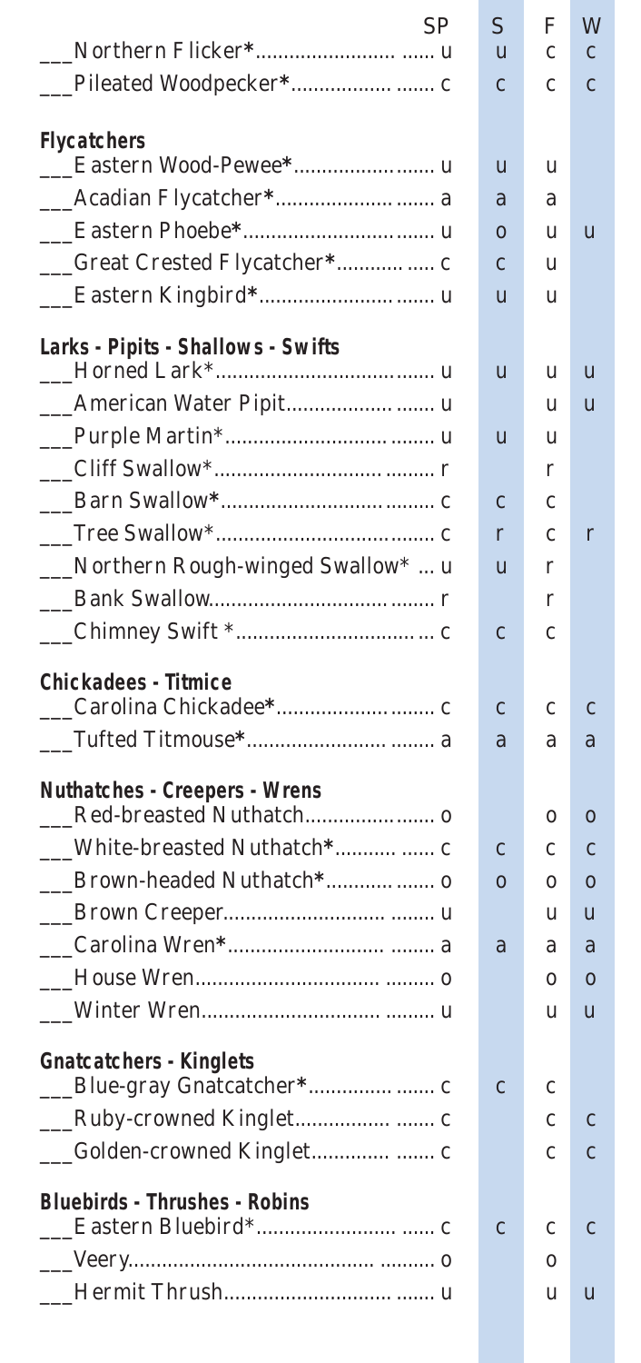| | SP | S | F | W |
|---|---|---|---|---|
| ___Northern Flicker* | u | u | c | c |
| ___Pileated Woodpecker* | c | c | c | c |
| **Flycatchers** | | | | |
| ___Eastern Wood-Pewee* | u | u | u | |
| ___Acadian Flycatcher* | a | a | a | |
| ___Eastern Phoebe* | u | o | u | u |
| ___Great Crested Flycatcher* | c | c | u | |
| ___Eastern Kingbird* | u | u | u | |
| **Larks - Pipits - Shallows - Swifts** | | | | |
| ___Horned Lark* | u | u | u | u |
| ___American Water Pipit | u | | u | u |
| ___Purple Martin* | u | u | u | |
| ___Cliff Swallow* | r | | r | |
| ___Barn Swallow* | c | c | c | |
| ___Tree Swallow* | c | r | c | r |
| ___Northern Rough-winged Swallow* | u | u | r | |
| ___Bank Swallow | r | | r | |
| ___Chimney Swift * | c | c | c | |
| **Chickadees - Titmice** | | | | |
| ___Carolina Chickadee* | c | c | c | c |
| ___Tufted Titmouse* | a | a | a | a |
| **Nuthatches - Creepers - Wrens** | | | | |
| ___Red-breasted Nuthatch | o | | o | o |
| ___White-breasted Nuthatch* | c | c | c | c |
| ___Brown-headed Nuthatch* | o | o | o | o |
| ___Brown Creeper | u | | u | u |
| ___Carolina Wren* | a | a | a | a |
| ___House Wren | o | | o | o |
| ___Winter Wren | u | | u | u |
| **Gnatcatchers - Kinglets** | | | | |
| ___Blue-gray Gnatcatcher* | c | c | c | |
| ___Ruby-crowned Kinglet | c | | c | c |
| ___Golden-crowned Kinglet | c | | c | c |
| **Bluebirds - Thrushes - Robins** | | | | |
| ___Eastern Bluebird* | c | c | c | c |
| ___Veery | o | | o | |
| ___Hermit Thrush | u | | u | u |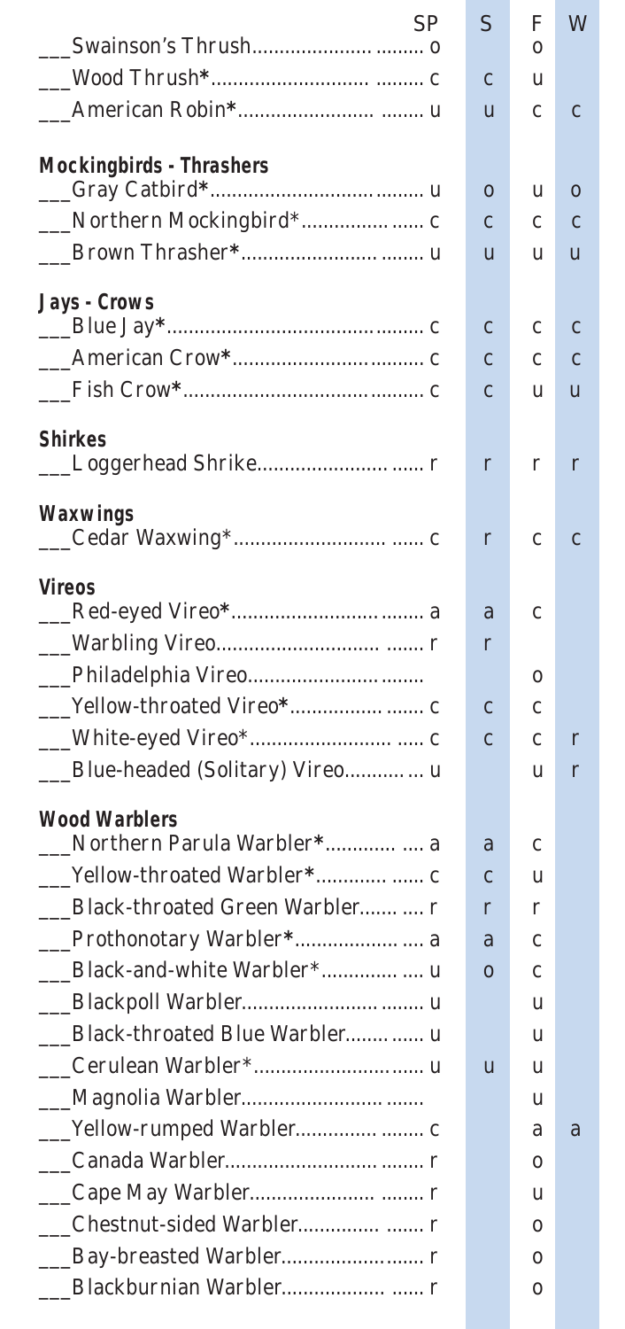| | SP | S | F | W |
|---|---|---|---|---|
| ___Swainson's Thrush | o | | o | |
| ___Wood Thrush* | c | c | u | |
| ___American Robin* | u | u | c | c |
| **Mockingbirds - Thrashers** | | | | |
| ___Gray Catbird* | u | o | u | o |
| ___Northern Mockingbird* | c | c | c | c |
| ___Brown Thrasher* | u | u | u | u |
| **Jays - Crows** | | | | |
| ___Blue Jay* | c | c | c | c |
| ___American Crow* | c | c | c | c |
| ___Fish Crow* | c | c | u | u |
| **Shirkes** | | | | |
| ___Loggerhead Shrike | r | r | r | r |
| **Waxwings** | | | | |
| ___Cedar Waxwing* | c | r | c | c |
| **Vireos** | | | | |
| ___Red-eyed Vireo* | a | a | c | |
| ___Warbling Vireo | r | r | | |
| ___Philadelphia Vireo | | | o | |
| ___Yellow-throated Vireo* | c | c | c | |
| ___White-eyed Vireo* | c | c | c | r |
| ___Blue-headed (Solitary) Vireo | u | | u | r |
| **Wood Warblers** | | | | |
| ___Northern Parula Warbler* | a | a | c | |
| ___Yellow-throated Warbler* | c | c | u | |
| ___Black-throated Green Warbler | r | r | r | |
| ___Prothonotary Warbler* | a | a | c | |
| ___Black-and-white Warbler* | u | o | c | |
| ___Blackpoll Warbler | u | | u | |
| ___Black-throated Blue Warbler | u | | u | |
| ___Cerulean Warbler* | u | u | u | |
| ___Magnolia Warbler | | | u | |
| ___Yellow-rumped Warbler | c | | a | a |
| ___Canada Warbler | r | | o | |
| ___Cape May Warbler | r | | u | |
| ___Chestnut-sided Warbler | r | | o | |
| ___Bay-breasted Warbler | r | | o | |
| ___Blackburnian Warbler | r | | o | |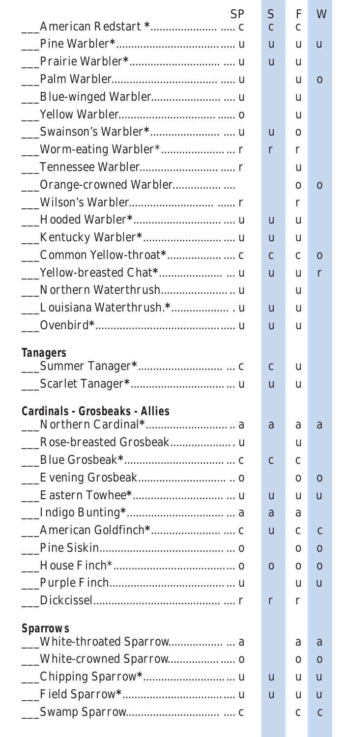| | SP | S | F | W |
|---|---|---|---|---|
| ___American Redstart * | c | c | c | |
| ___Pine Warbler* | u | u | u | u |
| ___Prairie Warbler* | u | u | u | |
| ___Palm Warbler | u | | u | o |
| ___Blue-winged Warbler | u | | u | |
| ___Yellow Warbler | o | | u | |
| ___Swainson's Warbler* | u | u | o | |
| ___Worm-eating Warbler* | r | r | r | |
| ___Tennessee Warbler | r | | u | |
| ___Orange-crowned Warbler | | | o | o |
| ___Wilson's Warbler | r | | r | |
| ___Hooded Warbler* | u | u | u | |
| ___Kentucky Warbler* | u | u | u | |
| ___Common Yellow-throat* | c | c | c | o |
| ___Yellow-breasted Chat* | u | u | u | r |
| ___Northern Waterthrush | u | | u | |
| ___Louisiana Waterthrush.* | u | u | u | |
| ___Ovenbird* | u | u | u | |
| **Tanagers** | | | | |
| ___Summer Tanager* | c | c | u | |
| ___Scarlet Tanager* | u | u | u | |
| **Cardinals - Grosbeaks - Allies** | | | | |
| ___Northern Cardinal* | a | a | a | a |
| ___Rose-breasted Grosbeak | u | | u | |
| ___Blue Grosbeak* | c | c | c | |
| ___Evening Grosbeak | o | | o | o |
| ___Eastern Towhee* | u | u | u | u |
| ___Indigo Bunting* | a | a | a | |
| ___American Goldfinch* | c | u | c | c |
| ___Pine Siskin | o | | o | o |
| ___House Finch* | o | o | o | o |
| ___Purple Finch | u | | u | u |
| ___Dickcissel | r | r | r | |
| **Sparrows** | | | | |
| ___White-throated Sparrow | a | | a | a |
| ___White-crowned Sparrow | o | | o | o |
| ___Chipping Sparrow* | u | u | u | u |
| ___Field Sparrow* | u | u | u | u |
| ___Swamp Sparrow | c | | c | c |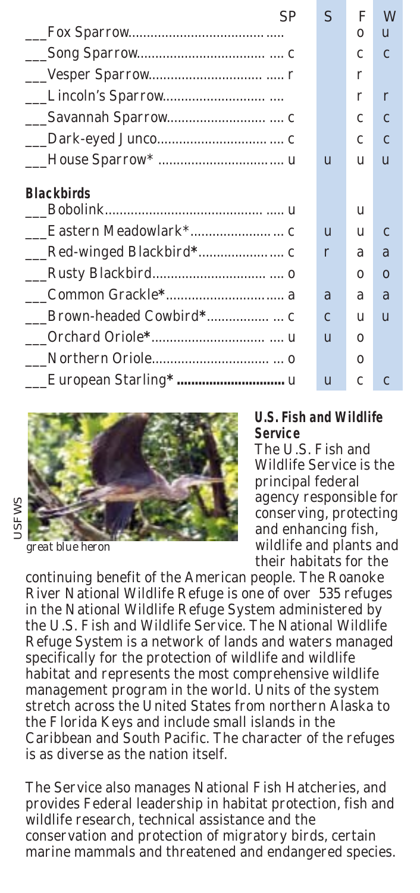| | SP | S | F | W |
|---|---|---|---|---|
| ___Fox Sparrow | | | o | u |
| ___Song Sparrow | c | | c | c |
| ___Vesper Sparrow | r | | r | |
| ___Lincoln's Sparrow | | | r | r |
| ___Savannah Sparrow | c | | c | c |
| ___Dark-eyed Junco | c | | c | c |
| ___House Sparrow* | u | u | u | u |
| **Blackbirds** | | | | |
| ___Bobolink | u | | u | |
| ___Eastern Meadowlark* | c | u | u | c |
| ___Red-winged Blackbird* | c | r | a | a |
| ___Rusty Blackbird | o | | o | o |
| ___Common Grackle* | a | a | a | a |
| ___Brown-headed Cowbird* | c | c | u | u |
| ___Orchard Oriole* | u | u | o | |
| ___Northern Oriole | o | | o | |
| ___European Starling* | u | u | c | c |

USFWS

*great blue heron*

### U.S. Fish and Wildlife Service

The U.S. Fish and Wildlife Service is the principal federal agency responsible for conserving, protecting and enhancing fish, wildlife and plants and their habitats for the continuing benefit of the American people. The Roanoke River National Wildlife Refuge is one of over 535 refuges in the National Wildlife Refuge System administered by the U.S. Fish and Wildlife Service. The National Wildlife Refuge System is a network of lands and waters managed specifically for the protection of wildlife and wildlife habitat and represents the most comprehensive wildlife management program in the world. Units of the system stretch across the United States from northern Alaska to the Florida Keys and include small islands in the Caribbean and South Pacific. The character of the refuges is as diverse as the nation itself.

The Service also manages National Fish Hatcheries, and provides Federal leadership in habitat protection, fish and wildlife research, technical assistance and the conservation and protection of migratory birds, certain marine mammals and threatened and endangered species.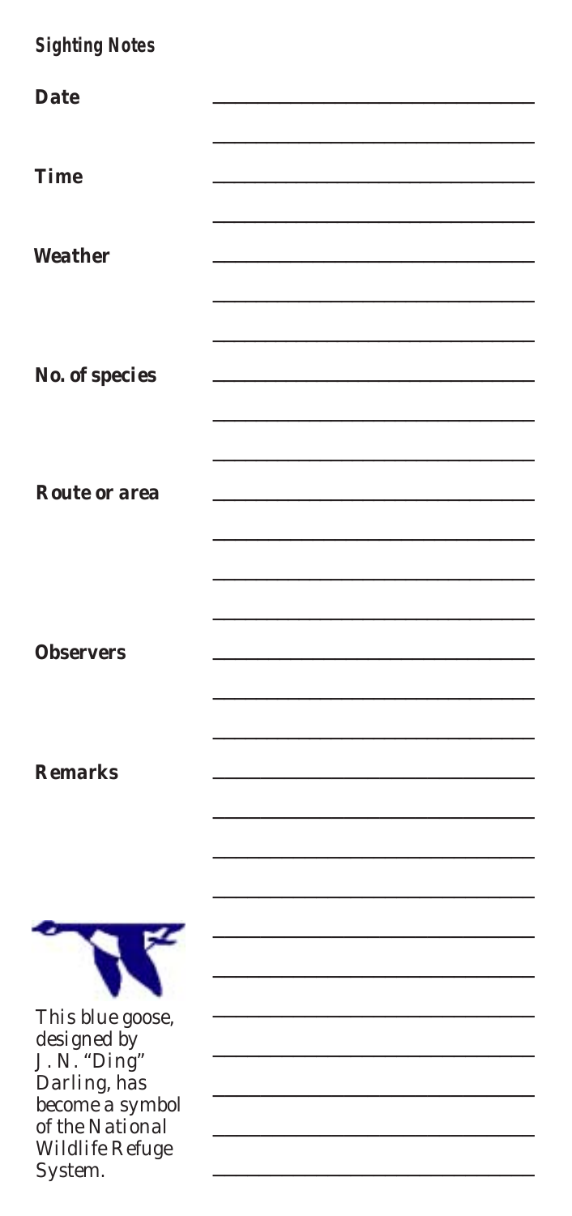*Sighting Notes*

**Date** ______________________________

______________________________

**Time** ______________________________

______________________________

**Weather** ______________________________

______________________________

______________________________

**No. of species** ______________________________

______________________________

______________________________

**Route or area** ______________________________

______________________________

______________________________

______________________________

**Observers** ______________________________

______________________________

______________________________

**Remarks** ______________________________

______________________________

______________________________

______________________________

______________________________

______________________________

______________________________

______________________________

______________________________

______________________________

______________________________

This blue goose, designed by J. N. "Ding" Darling, has become a symbol of the National Wildlife Refuge System.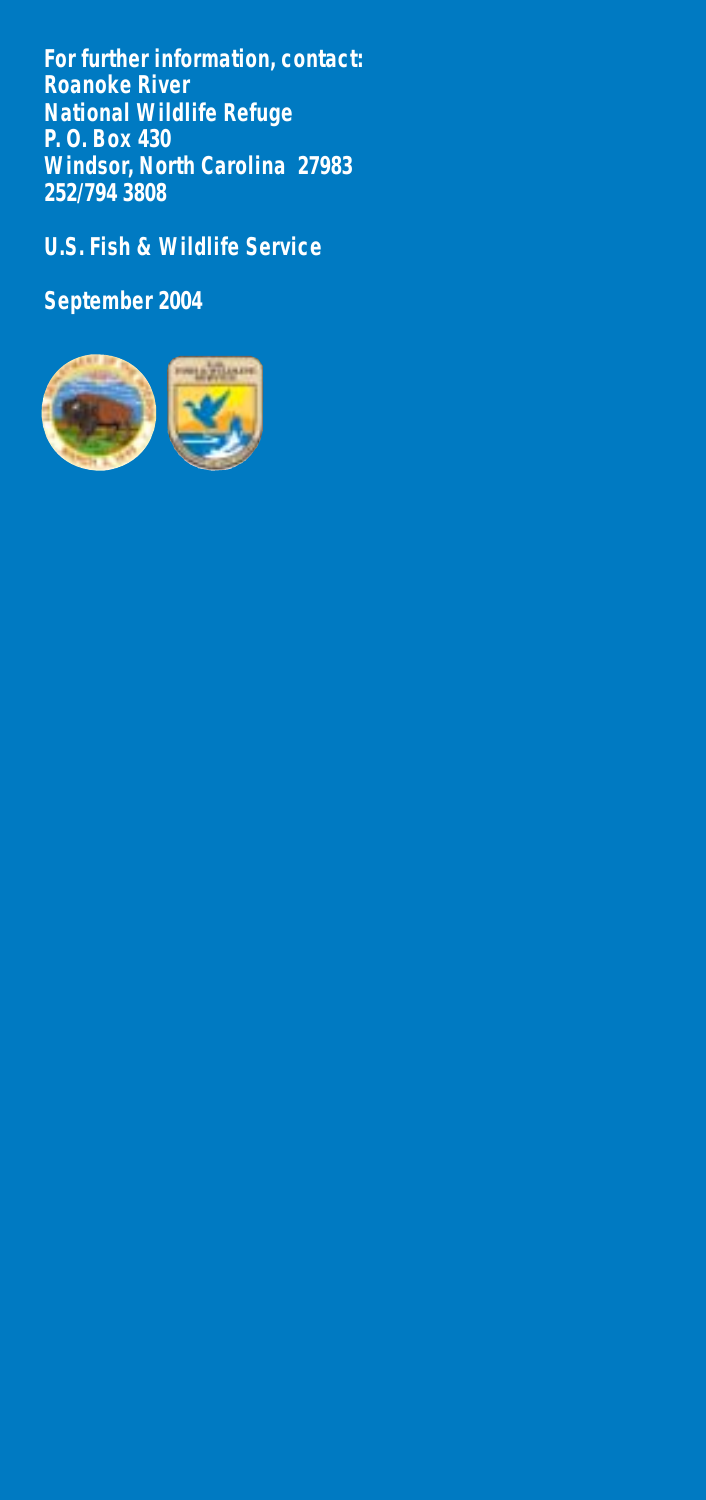**For further information, contact:**
**Roanoke River**
**National Wildlife Refuge**
**P. O. Box 430**
**Windsor, North Carolina 27983**
**252/794 3808**

**U.S. Fish & Wildlife Service**

**September 2004**